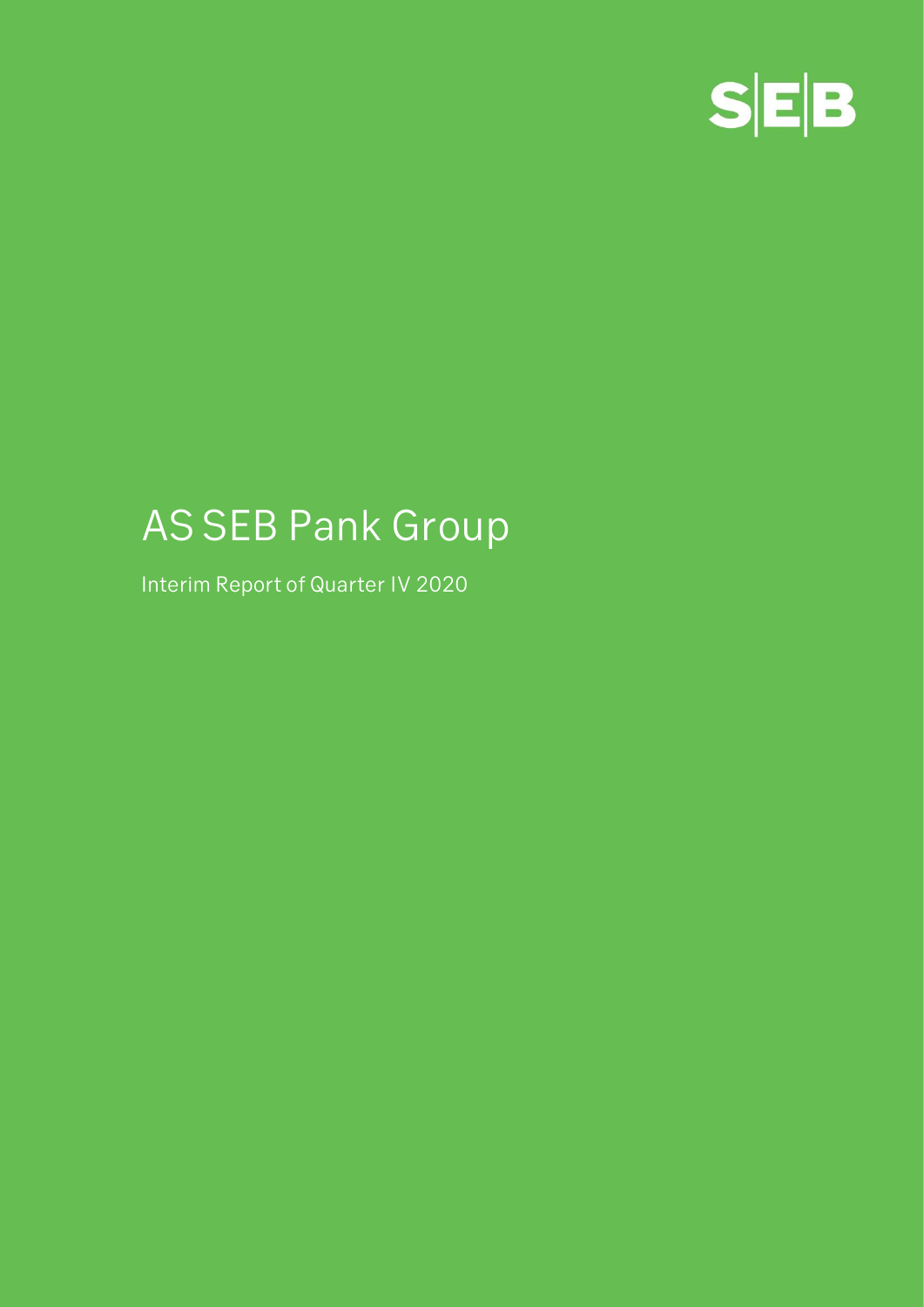S|E|B

# AS SEB Pank Group

Interim Report of Quarter IV 2020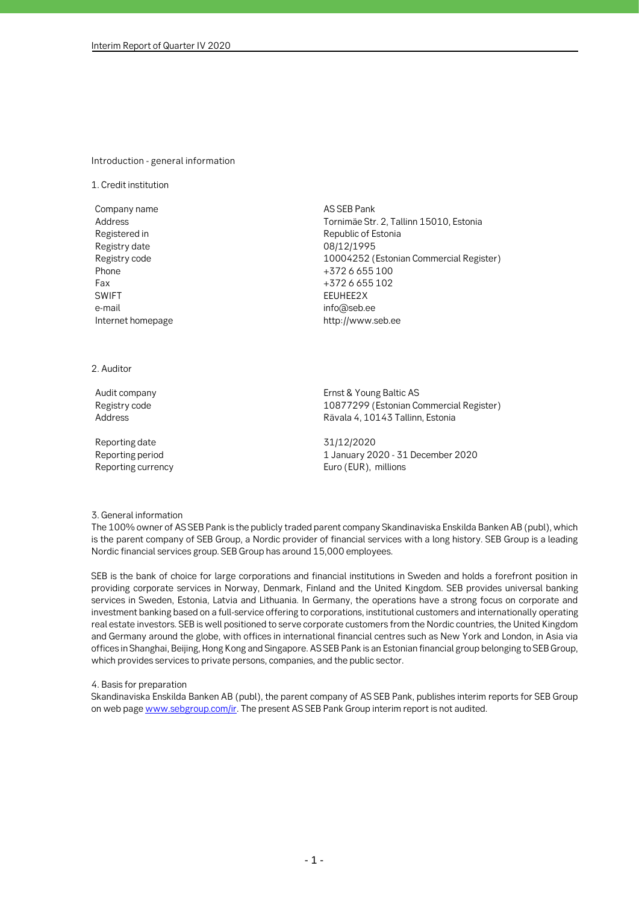## Introduction - general information

### 1. Credit institution

| | |
|---|---|
| Company name | AS SEB Pank |
| Address | Tornimäe Str. 2, Tallinn 15010, Estonia |
| Registered in | Republic of Estonia |
| Registry date | 08/12/1995 |
| Registry code | 10004252 (Estonian Commercial Register) |
| Phone | +372 6 655 100 |
| Fax | +372 6 655 102 |
| SWIFT | EEUHEE2X |
| e-mail | info@seb.ee |
| Internet homepage | http://www.seb.ee |

### 2. Auditor

| | |
|---|---|
| Audit company | Ernst & Young Baltic AS |
| Registry code | 10877299 (Estonian Commercial Register) |
| Address | Rävala 4, 10143 Tallinn, Estonia |
| Reporting date | 31/12/2020 |
| Reporting period | 1 January 2020 - 31 December 2020 |
| Reporting currency | Euro (EUR), millions |

### 3. General information

The 100% owner of AS SEB Pank is the publicly traded parent company Skandinaviska Enskilda Banken AB (publ), which is the parent company of SEB Group, a Nordic provider of financial services with a long history. SEB Group is a leading Nordic financial services group. SEB Group has around 15,000 employees.

SEB is the bank of choice for large corporations and financial institutions in Sweden and holds a forefront position in providing corporate services in Norway, Denmark, Finland and the United Kingdom. SEB provides universal banking services in Sweden, Estonia, Latvia and Lithuania. In Germany, the operations have a strong focus on corporate and investment banking based on a full-service offering to corporations, institutional customers and internationally operating real estate investors. SEB is well positioned to serve corporate customers from the Nordic countries, the United Kingdom and Germany around the globe, with offices in international financial centres such as New York and London, in Asia via offices in Shanghai, Beijing, Hong Kong and Singapore. AS SEB Pank is an Estonian financial group belonging to SEB Group, which provides services to private persons, companies, and the public sector.

### 4. Basis for preparation

Skandinaviska Enskilda Banken AB (publ), the parent company of AS SEB Pank, publishes interim reports for SEB Group on web page www.sebgroup.com/ir. The present AS SEB Pank Group interim report is not audited.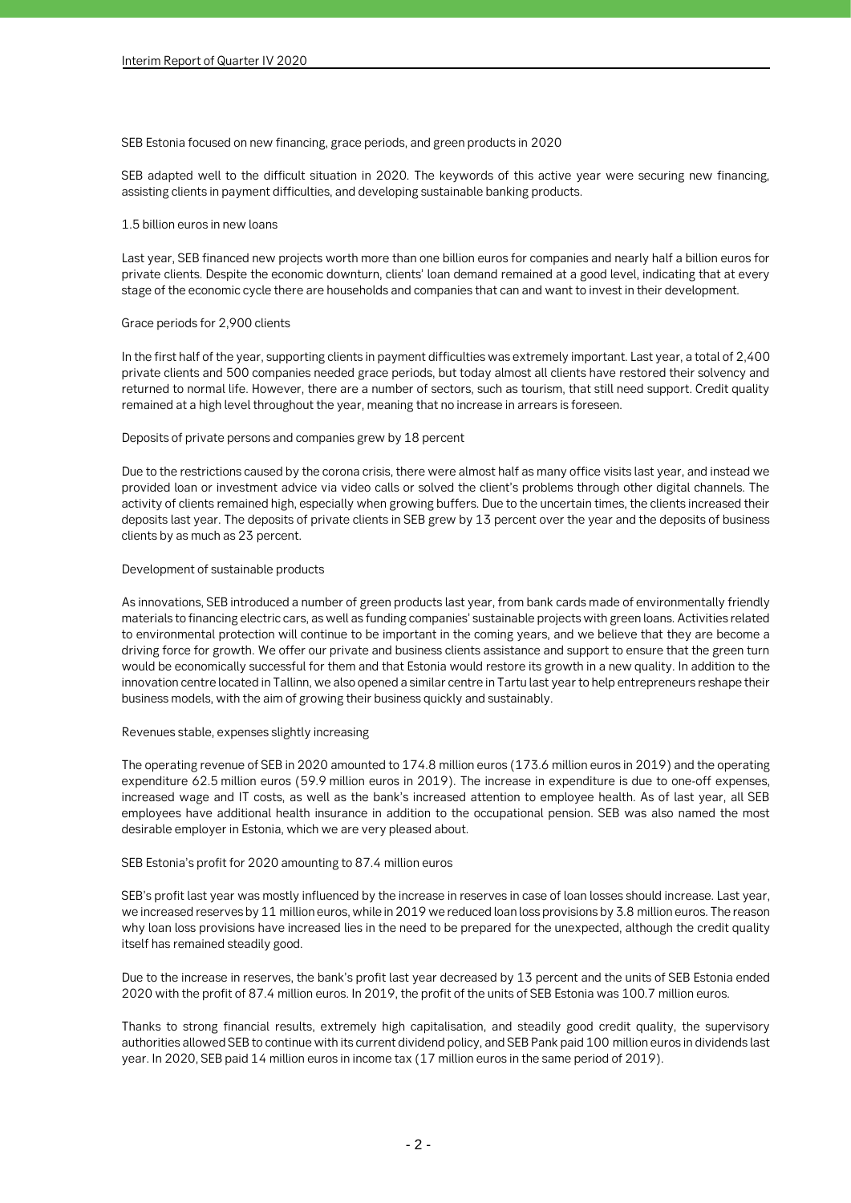## SEB Estonia focused on new financing, grace periods, and green products in 2020

SEB adapted well to the difficult situation in 2020. The keywords of this active year were securing new financing, assisting clients in payment difficulties, and developing sustainable banking products.

### 1.5 billion euros in new loans

Last year, SEB financed new projects worth more than one billion euros for companies and nearly half a billion euros for private clients. Despite the economic downturn, clients' loan demand remained at a good level, indicating that at every stage of the economic cycle there are households and companies that can and want to invest in their development.

### Grace periods for 2,900 clients

In the first half of the year, supporting clients in payment difficulties was extremely important. Last year, a total of 2,400 private clients and 500 companies needed grace periods, but today almost all clients have restored their solvency and returned to normal life. However, there are a number of sectors, such as tourism, that still need support. Credit quality remained at a high level throughout the year, meaning that no increase in arrears is foreseen.

### Deposits of private persons and companies grew by 18 percent

Due to the restrictions caused by the corona crisis, there were almost half as many office visits last year, and instead we provided loan or investment advice via video calls or solved the client's problems through other digital channels. The activity of clients remained high, especially when growing buffers. Due to the uncertain times, the clients increased their deposits last year. The deposits of private clients in SEB grew by 13 percent over the year and the deposits of business clients by as much as 23 percent.

### Development of sustainable products

As innovations, SEB introduced a number of green products last year, from bank cards made of environmentally friendly materials to financing electric cars, as well as funding companies' sustainable projects with green loans. Activities related to environmental protection will continue to be important in the coming years, and we believe that they are become a driving force for growth. We offer our private and business clients assistance and support to ensure that the green turn would be economically successful for them and that Estonia would restore its growth in a new quality. In addition to the innovation centre located in Tallinn, we also opened a similar centre in Tartu last year to help entrepreneurs reshape their business models, with the aim of growing their business quickly and sustainably.

### Revenues stable, expenses slightly increasing

The operating revenue of SEB in 2020 amounted to 174.8 million euros (173.6 million euros in 2019) and the operating expenditure 62.5 million euros (59.9 million euros in 2019). The increase in expenditure is due to one-off expenses, increased wage and IT costs, as well as the bank's increased attention to employee health. As of last year, all SEB employees have additional health insurance in addition to the occupational pension. SEB was also named the most desirable employer in Estonia, which we are very pleased about.

### SEB Estonia's profit for 2020 amounting to 87.4 million euros

SEB's profit last year was mostly influenced by the increase in reserves in case of loan losses should increase. Last year, we increased reserves by 11 million euros, while in 2019 we reduced loan loss provisions by 3.8 million euros. The reason why loan loss provisions have increased lies in the need to be prepared for the unexpected, although the credit quality itself has remained steadily good.

Due to the increase in reserves, the bank's profit last year decreased by 13 percent and the units of SEB Estonia ended 2020 with the profit of 87.4 million euros. In 2019, the profit of the units of SEB Estonia was 100.7 million euros.

Thanks to strong financial results, extremely high capitalisation, and steadily good credit quality, the supervisory authorities allowed SEB to continue with its current dividend policy, and SEB Pank paid 100 million euros in dividends last year. In 2020, SEB paid 14 million euros in income tax (17 million euros in the same period of 2019).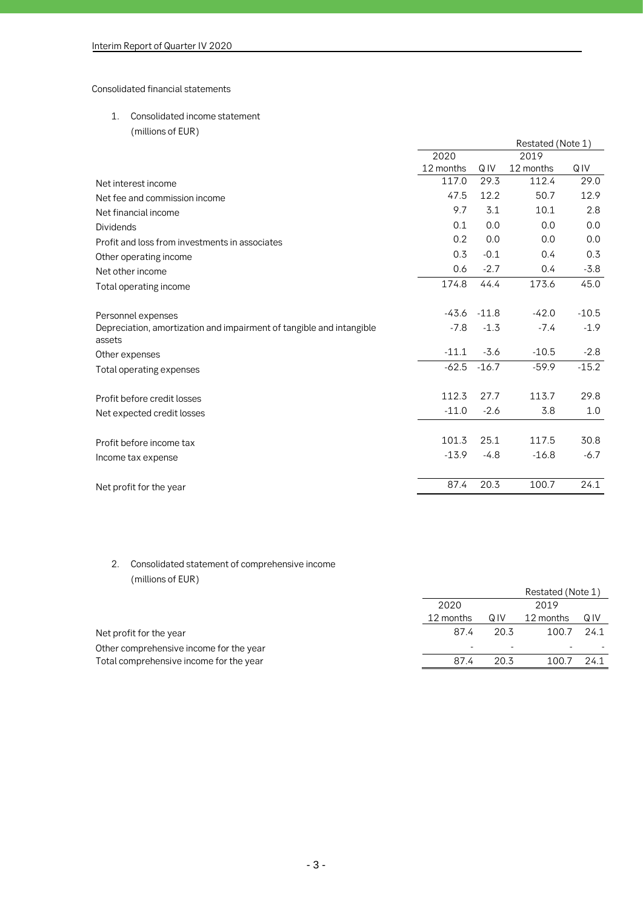Consolidated financial statements

1. Consolidated income statement
   (millions of EUR)

| | 2020 | | Restated (Note 1) 2019 | |
|---|---|---|---|---|
| | 12 months | Q IV | 12 months | Q IV |
| Net interest income | 117.0 | 29.3 | 112.4 | 29.0 |
| Net fee and commission income | 47.5 | 12.2 | 50.7 | 12.9 |
| Net financial income | 9.7 | 3.1 | 10.1 | 2.8 |
| Dividends | 0.1 | 0.0 | 0.0 | 0.0 |
| Profit and loss from investments in associates | 0.2 | 0.0 | 0.0 | 0.0 |
| Other operating income | 0.3 | -0.1 | 0.4 | 0.3 |
| Net other income | 0.6 | -2.7 | 0.4 | -3.8 |
| Total operating income | 174.8 | 44.4 | 173.6 | 45.0 |
| | | | | |
| Personnel expenses | -43.6 | -11.8 | -42.0 | -10.5 |
| Depreciation, amortization and impairment of tangible and intangible assets | -7.8 | -1.3 | -7.4 | -1.9 |
| Other expenses | -11.1 | -3.6 | -10.5 | -2.8 |
| Total operating expenses | -62.5 | -16.7 | -59.9 | -15.2 |
| | | | | |
| Profit before credit losses | 112.3 | 27.7 | 113.7 | 29.8 |
| Net expected credit losses | -11.0 | -2.6 | 3.8 | 1.0 |
| | | | | |
| Profit before income tax | 101.3 | 25.1 | 117.5 | 30.8 |
| Income tax expense | -13.9 | -4.8 | -16.8 | -6.7 |
| | | | | |
| Net profit for the year | 87.4 | 20.3 | 100.7 | 24.1 |

2. Consolidated statement of comprehensive income
   (millions of EUR)

| | 2020 | | Restated (Note 1) 2019 | |
|---|---|---|---|---|
| | 12 months | Q IV | 12 months | Q IV |
| Net profit for the year | 87.4 | 20.3 | 100.7 | 24.1 |
| Other comprehensive income for the year | - | - | - | - |
| Total comprehensive income for the year | 87.4 | 20.3 | 100.7 | 24.1 |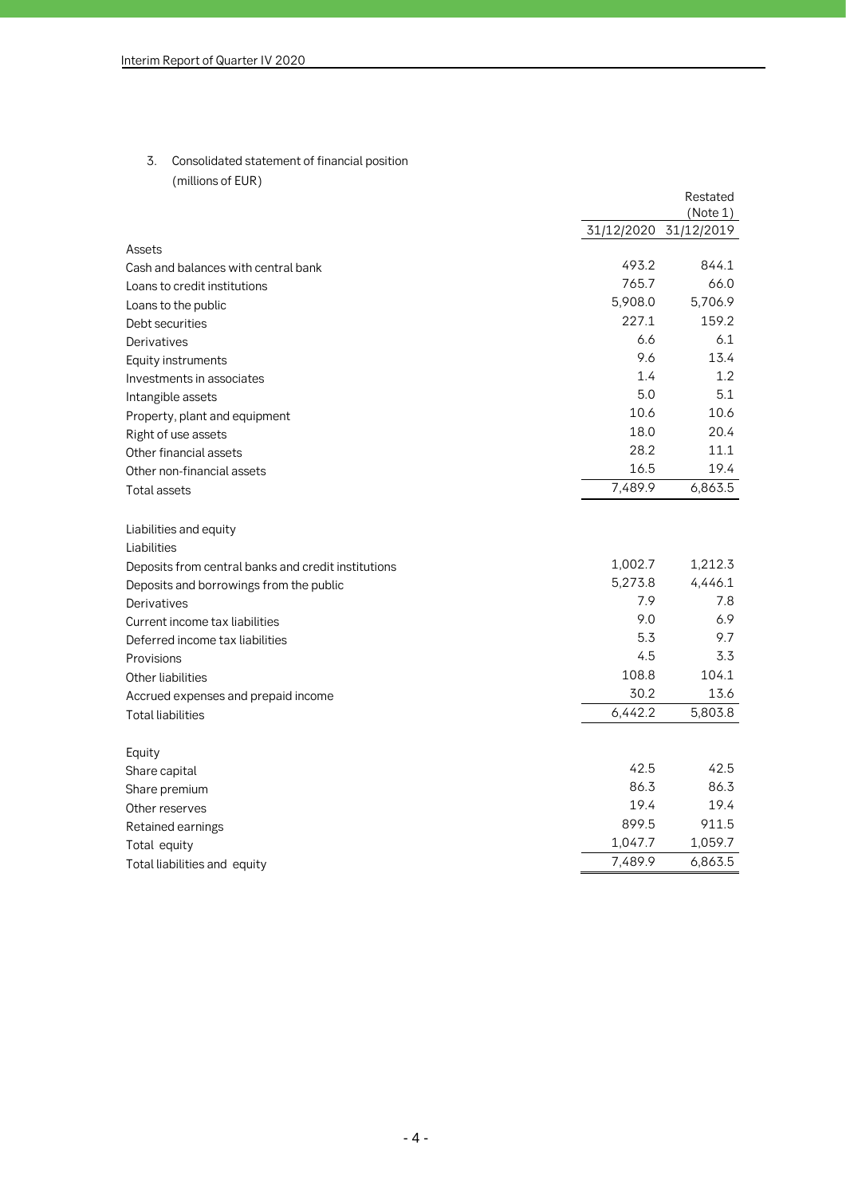## 3. Consolidated statement of financial position

(millions of EUR)

| | 31/12/2020 | Restated (Note 1) 31/12/2019 |
|---|---|---|
| **Assets** | | |
| Cash and balances with central bank | 493.2 | 844.1 |
| Loans to credit institutions | 765.7 | 66.0 |
| Loans to the public | 5,908.0 | 5,706.9 |
| Debt securities | 227.1 | 159.2 |
| Derivatives | 6.6 | 6.1 |
| Equity instruments | 9.6 | 13.4 |
| Investments in associates | 1.4 | 1.2 |
| Intangible assets | 5.0 | 5.1 |
| Property, plant and equipment | 10.6 | 10.6 |
| Right of use assets | 18.0 | 20.4 |
| Other financial assets | 28.2 | 11.1 |
| Other non-financial assets | 16.5 | 19.4 |
| Total assets | 7,489.9 | 6,863.5 |
| | | |
| **Liabilities and equity** | | |
| **Liabilities** | | |
| Deposits from central banks and credit institutions | 1,002.7 | 1,212.3 |
| Deposits and borrowings from the public | 5,273.8 | 4,446.1 |
| Derivatives | 7.9 | 7.8 |
| Current income tax liabilities | 9.0 | 6.9 |
| Deferred income tax liabilities | 5.3 | 9.7 |
| Provisions | 4.5 | 3.3 |
| Other liabilities | 108.8 | 104.1 |
| Accrued expenses and prepaid income | 30.2 | 13.6 |
| Total liabilities | 6,442.2 | 5,803.8 |
| | | |
| **Equity** | | |
| Share capital | 42.5 | 42.5 |
| Share premium | 86.3 | 86.3 |
| Other reserves | 19.4 | 19.4 |
| Retained earnings | 899.5 | 911.5 |
| Total equity | 1,047.7 | 1,059.7 |
| Total liabilities and equity | 7,489.9 | 6,863.5 |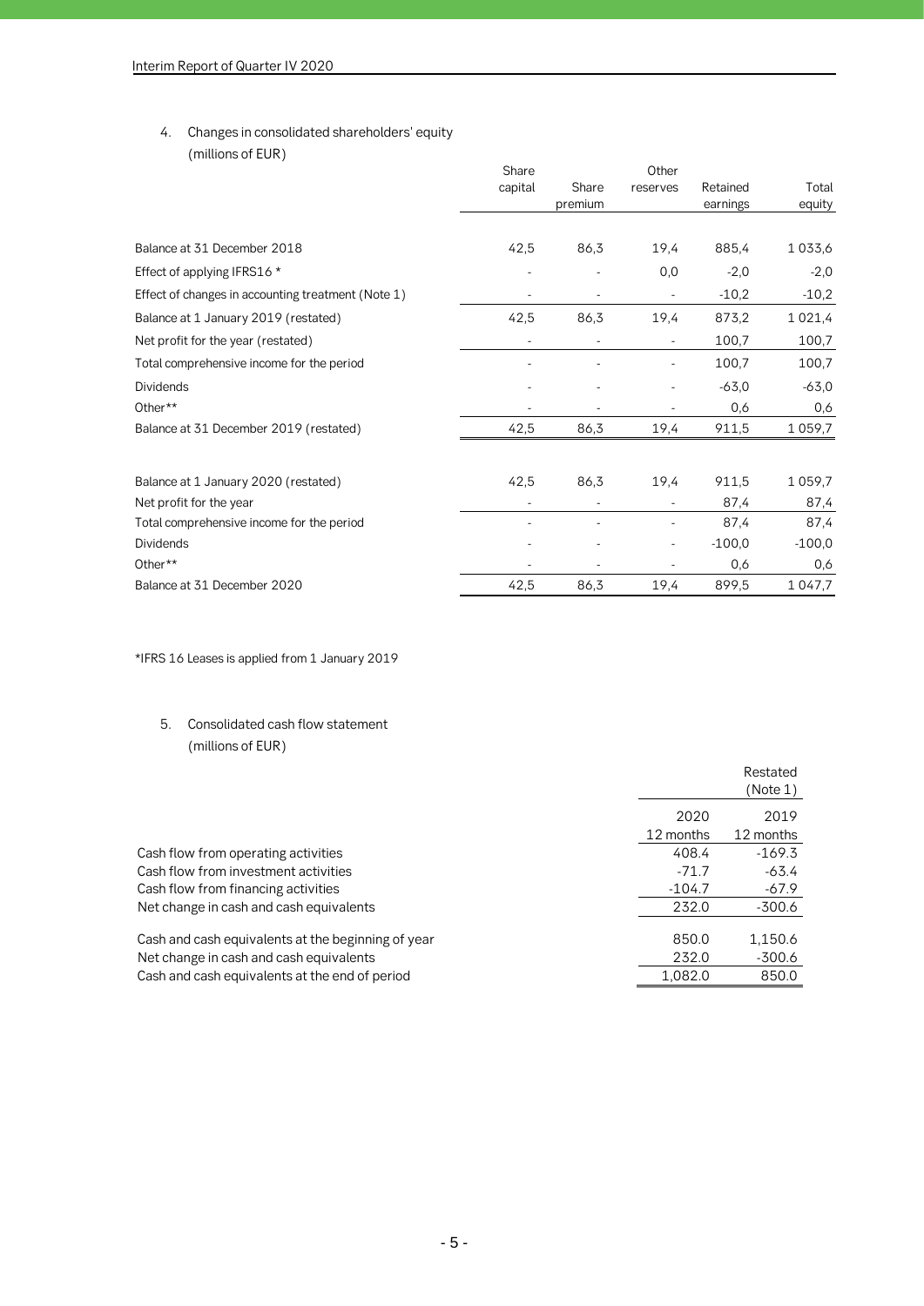## 4. Changes in consolidated shareholders' equity

(millions of EUR)

| | Share capital | Share premium | Other reserves | Retained earnings | Total equity |
|---|---|---|---|---|---|
| Balance at 31 December 2018 | 42,5 | 86,3 | 19,4 | 885,4 | 1 033,6 |
| Effect of applying IFRS16 * | - | - | 0,0 | -2,0 | -2,0 |
| Effect of changes in accounting treatment (Note 1) | - | - | - | -10,2 | -10,2 |
| Balance at 1 January 2019 (restated) | 42,5 | 86,3 | 19,4 | 873,2 | 1 021,4 |
| Net profit for the year (restated) | - | - | - | 100,7 | 100,7 |
| Total comprehensive income for the period | - | - | - | 100,7 | 100,7 |
| Dividends | - | - | - | -63,0 | -63,0 |
| Other** | - | - | - | 0,6 | 0,6 |
| Balance at 31 December 2019 (restated) | 42,5 | 86,3 | 19,4 | 911,5 | 1 059,7 |
| | | | | | |
| Balance at 1 January 2020 (restated) | 42,5 | 86,3 | 19,4 | 911,5 | 1 059,7 |
| Net profit for the year | - | - | - | 87,4 | 87,4 |
| Total comprehensive income for the period | - | - | - | 87,4 | 87,4 |
| Dividends | - | - | - | -100,0 | -100,0 |
| Other** | - | - | - | 0,6 | 0,6 |
| Balance at 31 December 2020 | 42,5 | 86,3 | 19,4 | 899,5 | 1 047,7 |

*IFRS 16 Leases is applied from 1 January 2019

## 5. Consolidated cash flow statement

(millions of EUR)

| | 2020 12 months | Restated (Note 1) 2019 12 months |
|---|---|---|
| Cash flow from operating activities | 408.4 | -169.3 |
| Cash flow from investment activities | -71.7 | -63.4 |
| Cash flow from financing activities | -104.7 | -67.9 |
| Net change in cash and cash equivalents | 232.0 | -300.6 |
| | | |
| Cash and cash equivalents at the beginning of year | 850.0 | 1,150.6 |
| Net change in cash and cash equivalents | 232.0 | -300.6 |
| Cash and cash equivalents at the end of period | 1,082.0 | 850.0 |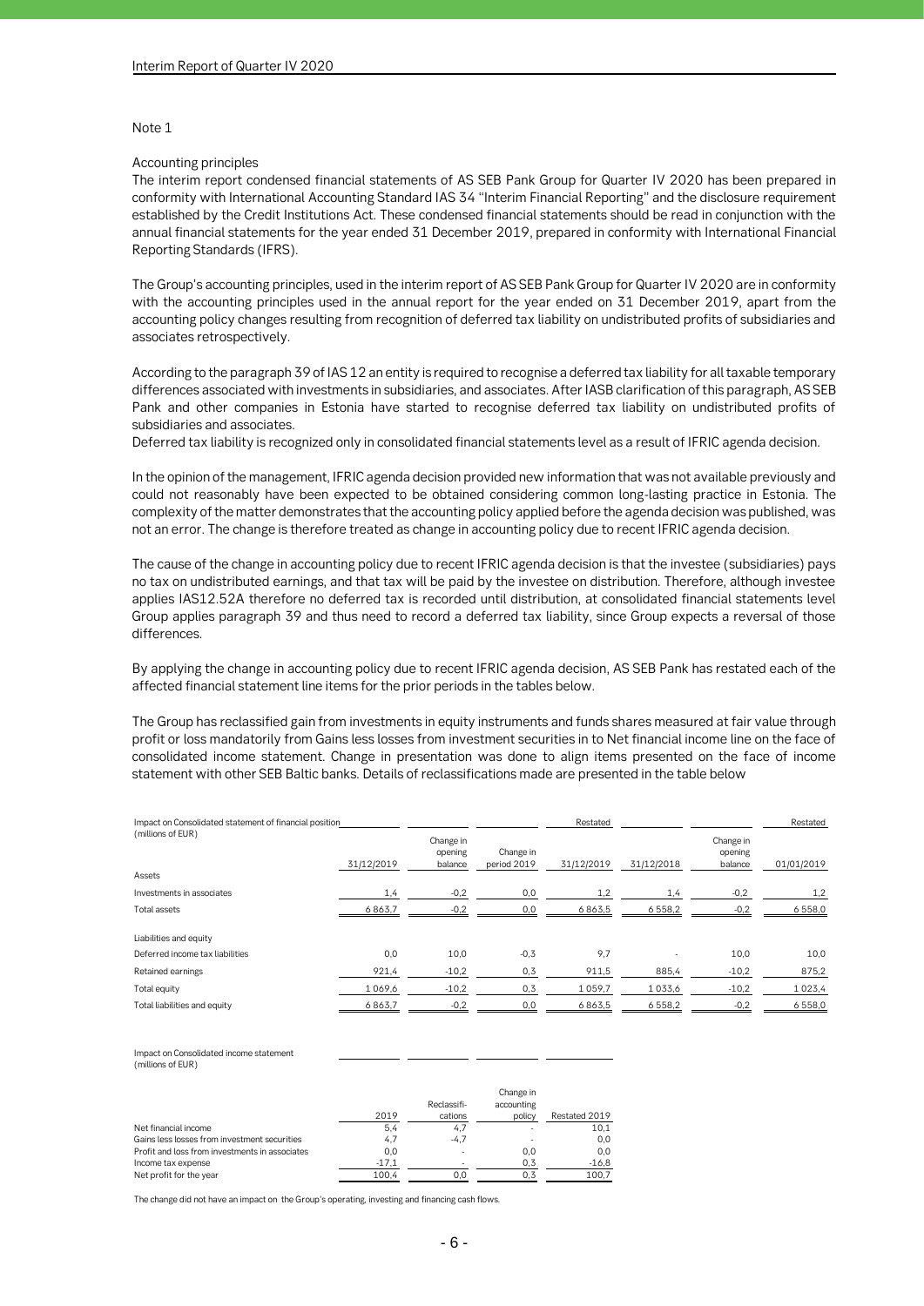Note 1

Accounting principles

The interim report condensed financial statements of AS SEB Pank Group for Quarter IV 2020 has been prepared in conformity with International Accounting Standard IAS 34 "Interim Financial Reporting" and the disclosure requirement established by the Credit Institutions Act. These condensed financial statements should be read in conjunction with the annual financial statements for the year ended 31 December 2019, prepared in conformity with International Financial Reporting Standards (IFRS).

The Group's accounting principles, used in the interim report of AS SEB Pank Group for Quarter IV 2020 are in conformity with the accounting principles used in the annual report for the year ended on 31 December 2019, apart from the accounting policy changes resulting from recognition of deferred tax liability on undistributed profits of subsidiaries and associates retrospectively.

According to the paragraph 39 of IAS 12 an entity is required to recognise a deferred tax liability for all taxable temporary differences associated with investments in subsidiaries, and associates. After IASB clarification of this paragraph, AS SEB Pank and other companies in Estonia have started to recognise deferred tax liability on undistributed profits of subsidiaries and associates.

Deferred tax liability is recognized only in consolidated financial statements level as a result of IFRIC agenda decision.

In the opinion of the management, IFRIC agenda decision provided new information that was not available previously and could not reasonably have been expected to be obtained considering common long-lasting practice in Estonia. The complexity of the matter demonstrates that the accounting policy applied before the agenda decision was published, was not an error. The change is therefore treated as change in accounting policy due to recent IFRIC agenda decision.

The cause of the change in accounting policy due to recent IFRIC agenda decision is that the investee (subsidiaries) pays no tax on undistributed earnings, and that tax will be paid by the investee on distribution. Therefore, although investee applies IAS12.52A therefore no deferred tax is recorded until distribution, at consolidated financial statements level Group applies paragraph 39 and thus need to record a deferred tax liability, since Group expects a reversal of those differences.

By applying the change in accounting policy due to recent IFRIC agenda decision, AS SEB Pank has restated each of the affected financial statement line items for the prior periods in the tables below.

The Group has reclassified gain from investments in equity instruments and funds shares measured at fair value through profit or loss mandatorily from Gains less losses from investment securities in to Net financial income line on the face of consolidated income statement. Change in presentation was done to align items presented on the face of income statement with other SEB Baltic banks. Details of reclassifications made are presented in the table below

| Impact on Consolidated statement of financial position (millions of EUR) | 31/12/2019 | Change in opening balance | Change in period 2019 | Restated 31/12/2019 | 31/12/2018 | Change in opening balance | Restated 01/01/2019 |
|---|---|---|---|---|---|---|---|
| Assets | | | | | | | |
| Investments in associates | 1,4 | -0,2 | 0,0 | 1,2 | 1,4 | -0,2 | 1,2 |
| Total assets | 6 863,7 | -0,2 | 0,0 | 6 863,5 | 6 558,2 | -0,2 | 6 558,0 |
| Liabilities and equity | | | | | | | |
| Deferred income tax liabilities | 0,0 | 10,0 | -0,3 | 9,7 | - | 10,0 | 10,0 |
| Retained earnings | 921,4 | -10,2 | 0,3 | 911,5 | 885,4 | -10,2 | 875,2 |
| Total equity | 1 069,6 | -10,2 | 0,3 | 1 059,7 | 1 033,6 | -10,2 | 1 023,4 |
| Total liabilities and equity | 6 863,7 | -0,2 | 0,0 | 6 863,5 | 6 558,2 | -0,2 | 6 558,0 |

| Impact on Consolidated income statement (millions of EUR) | 2019 | Reclassifi-cations | Change in accounting policy | Restated 2019 |
|---|---|---|---|---|
| Net financial income | 5,4 | 4,7 | - | 10,1 |
| Gains less losses from investment securities | 4,7 | -4,7 | - | 0,0 |
| Profit and loss from investments in associates | 0,0 | - | 0,0 | 0,0 |
| Income tax expense | -17,1 | - | 0,3 | -16,8 |
| Net profit for the year | 100,4 | 0,0 | 0,3 | 100,7 |

The change did not have an impact on the Group's operating, investing and financing cash flows.